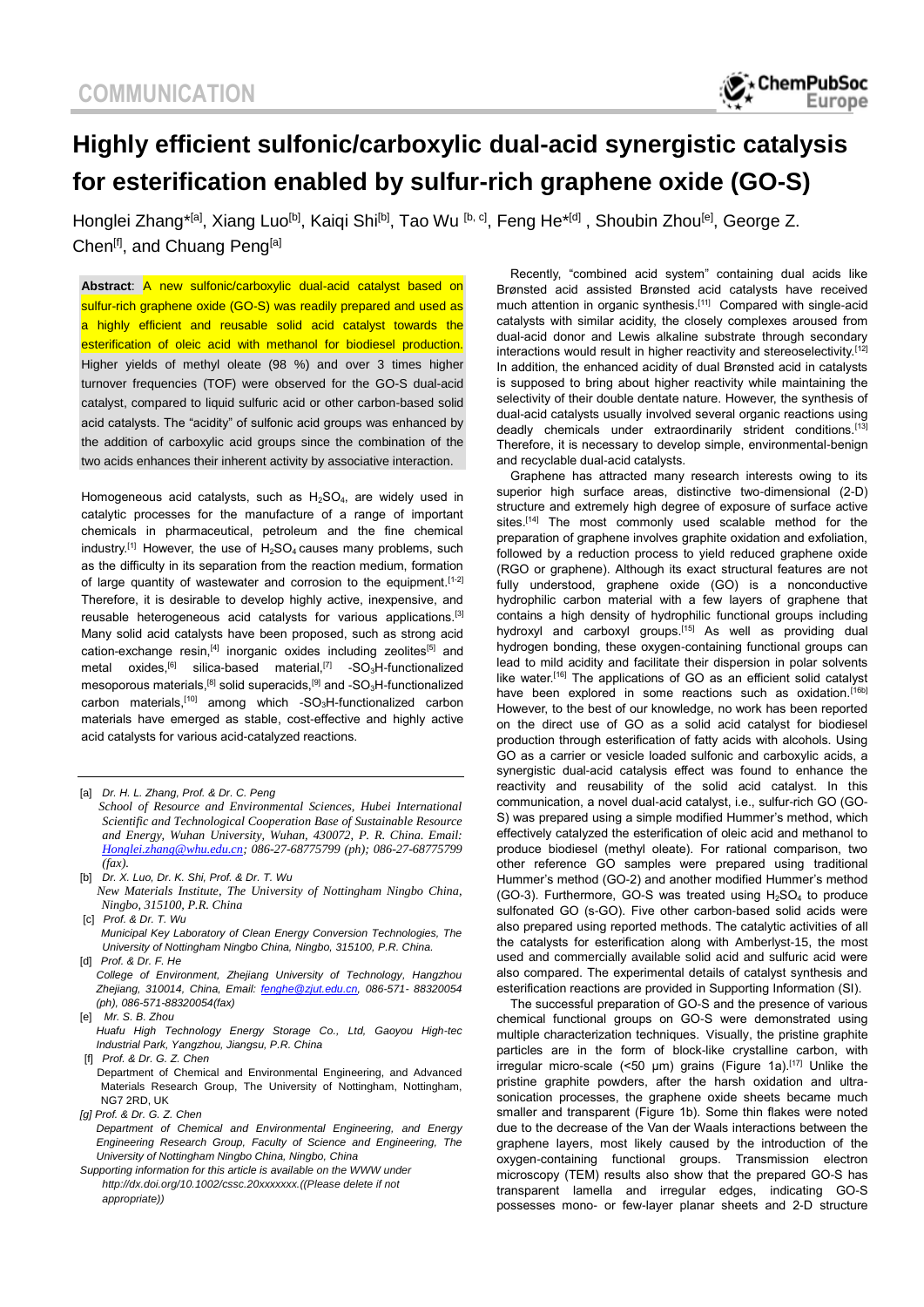COMMUNICATION

# Highly efficient sulfonic/carboxylic dual-acid synergistic catalysis for esterification enabled by sulfur-rich graphene oxide (GO-S)

Honglei Zhang*[a], Xiang Luo[b], Kaiqi Shi[b], Tao Wu [b, c], Feng He*[d] , Shoubin Zhou[e], George Z. Chen[f], and Chuang Peng[a]

**Abstract**: A new sulfonic/carboxylic dual-acid catalyst based on sulfur-rich graphene oxide (GO-S) was readily prepared and used as a highly efficient and reusable solid acid catalyst towards the esterification of oleic acid with methanol for biodiesel production. Higher yields of methyl oleate (98 %) and over 3 times higher turnover frequencies (TOF) were observed for the GO-S dual-acid catalyst, compared to liquid sulfuric acid or other carbon-based solid acid catalysts. The "acidity" of sulfonic acid groups was enhanced by the addition of carboxylic acid groups since the combination of the two acids enhances their inherent activity by associative interaction.

Homogeneous acid catalysts, such as $H_2SO_4$, are widely used in catalytic processes for the manufacture of a range of important chemicals in pharmaceutical, petroleum and the fine chemical industry.[1] However, the use of $H_2SO_4$ causes many problems, such as the difficulty in its separation from the reaction medium, formation of large quantity of wastewater and corrosion to the equipment.[1-2] Therefore, it is desirable to develop highly active, inexpensive, and reusable heterogeneous acid catalysts for various applications.[3] Many solid acid catalysts have been proposed, such as strong acid cation-exchange resin,[4] inorganic oxides including zeolites[5] and metal oxides,[6] silica-based material,[7] -$SO_3$H-functionalized mesoporous materials,[8] solid superacids,[9] and -$SO_3$H-functionalized carbon materials,[10] among which -$SO_3$H-functionalized carbon materials have emerged as stable, cost-effective and highly active acid catalysts for various acid-catalyzed reactions.

[a] *Dr. H. L. Zhang, Prof. & Dr. C. Peng*
*School of Resource and Environmental Sciences, Hubei International Scientific and Technological Cooperation Base of Sustainable Resource and Energy, Wuhan University, Wuhan, 430072, P. R. China. Email: Honglei.zhang@whu.edu.cn; 086-27-68775799 (ph); 086-27-68775799 (fax).*

[b] *Dr. X. Luo, Dr. K. Shi, Prof. & Dr. T. Wu*
*New Materials Institute, The University of Nottingham Ningbo China, Ningbo, 315100, P.R. China*

[c] *Prof. & Dr. T. Wu*
*Municipal Key Laboratory of Clean Energy Conversion Technologies, The University of Nottingham Ningbo China, Ningbo, 315100, P.R. China.*

[d] *Prof. & Dr. F. He*
*College of Environment, Zhejiang University of Technology, Hangzhou Zhejiang, 310014, China, Email: fenghe@zjut.edu.cn, 086-571- 88320054 (ph), 086-571-88320054(fax)*

[e] *Mr. S. B. Zhou*
*Huafu High Technology Energy Storage Co., Ltd, Gaoyou High-tec Industrial Park, Yangzhou, Jiangsu, P.R. China*

[f] *Prof. & Dr. G. Z. Chen*
Department of Chemical and Environmental Engineering, and Advanced Materials Research Group, The University of Nottingham, Nottingham, NG7 2RD, UK

[g] *Prof. & Dr. G. Z. Chen*
*Department of Chemical and Environmental Engineering, and Energy Engineering Research Group, Faculty of Science and Engineering, The University of Nottingham Ningbo China, Ningbo, China*

*Supporting information for this article is available on the WWW under http://dx.doi.org/10.1002/cssc.20xxxxxxx.((Please delete if not appropriate))*

Recently, "combined acid system" containing dual acids like Brønsted acid assisted Brønsted acid catalysts have received much attention in organic synthesis.[11] Compared with single-acid catalysts with similar acidity, the closely complexes aroused from dual-acid donor and Lewis alkaline substrate through secondary interactions would result in higher reactivity and stereoselectivity.[12] In addition, the enhanced acidity of dual Brønsted acid in catalysts is supposed to bring about higher reactivity while maintaining the selectivity of their double dentate nature. However, the synthesis of dual-acid catalysts usually involved several organic reactions using deadly chemicals under extraordinarily strident conditions.[13] Therefore, it is necessary to develop simple, environmental-benign and recyclable dual-acid catalysts.

Graphene has attracted many research interests owing to its superior high surface areas, distinctive two-dimensional (2-D) structure and extremely high degree of exposure of surface active sites.[14] The most commonly used scalable method for the preparation of graphene involves graphite oxidation and exfoliation, followed by a reduction process to yield reduced graphene oxide (RGO or graphene). Although its exact structural features are not fully understood, graphene oxide (GO) is a nonconductive hydrophilic carbon material with a few layers of graphene that contains a high density of hydrophilic functional groups including hydroxyl and carboxyl groups.[15] As well as providing dual hydrogen bonding, these oxygen-containing functional groups can lead to mild acidity and facilitate their dispersion in polar solvents like water.[16] The applications of GO as an efficient solid catalyst have been explored in some reactions such as oxidation.[16b] However, to the best of our knowledge, no work has been reported on the direct use of GO as a solid acid catalyst for biodiesel production through esterification of fatty acids with alcohols. Using GO as a carrier or vesicle loaded sulfonic and carboxylic acids, a synergistic dual-acid catalysis effect was found to enhance the reactivity and reusability of the solid acid catalyst. In this communication, a novel dual-acid catalyst, i.e., sulfur-rich GO (GO-S) was prepared using a simple modified Hummer's method, which effectively catalyzed the esterification of oleic acid and methanol to produce biodiesel (methyl oleate). For rational comparison, two other reference GO samples were prepared using traditional Hummer's method (GO-2) and another modified Hummer's method (GO-3). Furthermore, GO-S was treated using $H_2SO_4$ to produce sulfonated GO (s-GO). Five other carbon-based solid acids were also prepared using reported methods. The catalytic activities of all the catalysts for esterification along with Amberlyst-15, the most used and commercially available solid acid and sulfuric acid were also compared. The experimental details of catalyst synthesis and esterification reactions are provided in Supporting Information (SI).

The successful preparation of GO-S and the presence of various chemical functional groups on GO-S were demonstrated using multiple characterization techniques. Visually, the pristine graphite particles are in the form of block-like crystalline carbon, with irregular micro-scale (<50 μm) grains (Figure 1a).[17] Unlike the pristine graphite powders, after the harsh oxidation and ultra-sonication processes, the graphene oxide sheets became much smaller and transparent (Figure 1b). Some thin flakes were noted due to the decrease of the Van der Waals interactions between the graphene layers, most likely caused by the introduction of the oxygen-containing functional groups. Transmission electron microscopy (TEM) results also show that the prepared GO-S has transparent lamella and irregular edges, indicating GO-S possesses mono- or few-layer planar sheets and 2-D structure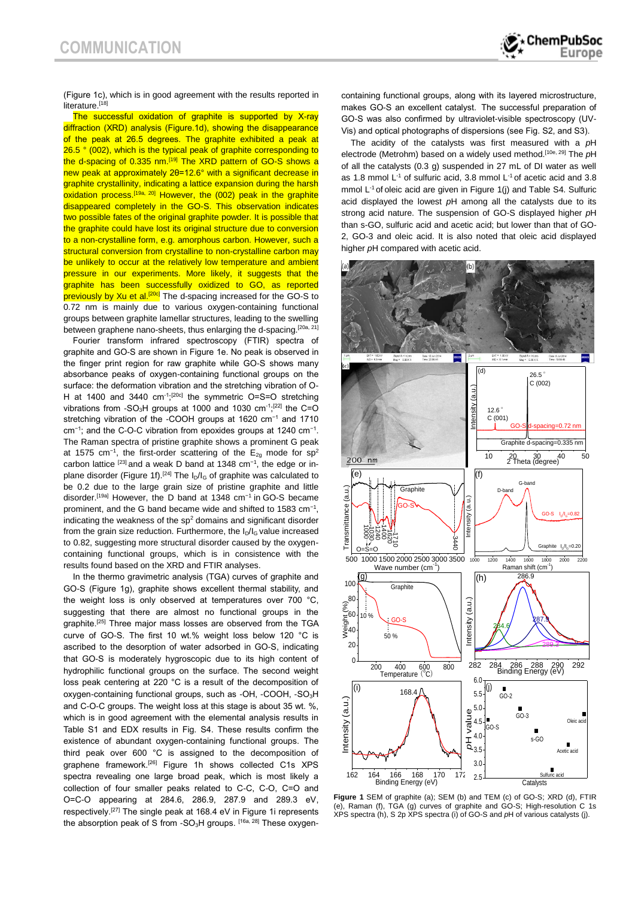(Figure 1c), which is in good agreement with the results reported in literature.[18]

The successful oxidation of graphite is supported by X-ray diffraction (XRD) analysis (Figure.1d), showing the disappearance of the peak at 26.5 degrees. The graphite exhibited a peak at 26.5 ° (002), which is the typical peak of graphite corresponding to the d-spacing of 0.335 nm.[19] The XRD pattern of GO-S shows a new peak at approximately 2θ=12.6° with a significant decrease in graphite crystallinity, indicating a lattice expansion during the harsh oxidation process.[19a, 20] However, the (002) peak in the graphite disappeared completely in the GO-S. This observation indicates two possible fates of the original graphite powder. It is possible that the graphite could have lost its original structure due to conversion to a non-crystalline form, e.g. amorphous carbon. However, such a structural conversion from crystalline to non-crystalline carbon may be unlikely to occur at the relatively low temperature and ambient pressure in our experiments. More likely, it suggests that the graphite has been successfully oxidized to GO, as reported previously by Xu et al.[20c] The d-spacing increased for the GO-S to 0.72 nm is mainly due to various oxygen-containing functional groups between graphite lamellar structures, leading to the swelling between graphene nano-sheets, thus enlarging the d-spacing.[20a, 21]

Fourier transform infrared spectroscopy (FTIR) spectra of graphite and GO-S are shown in Figure 1e. No peak is observed in the finger print region for raw graphite while GO-S shows many absorbance peaks of oxygen-containing functional groups on the surface: the deformation vibration and the stretching vibration of O-H at 1400 and 3440 $cm^{-1}$;[20c] the symmetric O=S=O stretching vibrations from $-SO_3H$ groups at 1000 and 1030 $cm^{-1}$;[22] the C=O stretching vibration of the -COOH groups at 1620 $cm^{-1}$ and 1710 $cm^{-1}$; and the C-O-C vibration from epoxides groups at 1240 $cm^{-1}$. The Raman spectra of pristine graphite shows a prominent G peak at 1575 $cm^{-1}$, the first-order scattering of the $E_{2g}$ mode for $sp^2$ carbon lattice [23] and a weak D band at 1348 $cm^{-1}$, the edge or in-plane disorder (Figure 1f).[24] The $I_D/I_G$ of graphite was calculated to be 0.2 due to the large grain size of pristine graphite and little disorder.[19a] However, the D band at 1348 $cm^{-1}$ in GO-S became prominent, and the G band became wide and shifted to 1583 $cm^{-1}$, indicating the weakness of the $sp^2$ domains and significant disorder from the grain size reduction. Furthermore, the $I_D/I_G$ value increased to 0.82, suggesting more structural disorder caused by the oxygen-containing functional groups, which is in consistence with the results found based on the XRD and FTIR analyses.

In the thermo gravimetric analysis (TGA) curves of graphite and GO-S (Figure 1g), graphite shows excellent thermal stability, and the weight loss is only observed at temperatures over 700 °C, suggesting that there are almost no functional groups in the graphite.[25] Three major mass losses are observed from the TGA curve of GO-S. The first 10 wt.% weight loss below 120 °C is ascribed to the desorption of water adsorbed in GO-S, indicating that GO-S is moderately hygroscopic due to its high content of hydrophilic functional groups on the surface. The second weight loss peak centering at 220 °C is a result of the decomposition of oxygen-containing functional groups, such as -OH, -COOH, $-SO_3H$ and C-O-C groups. The weight loss at this stage is about 35 wt. %, which is in good agreement with the elemental analysis results in Table S1 and EDX results in Fig. S4. These results confirm the existence of abundant oxygen-containing functional groups. The third peak over 600 °C is assigned to the decomposition of graphene framework.[26] Figure 1h shows collected C1s XPS spectra revealing one large broad peak, which is most likely a collection of four smaller peaks related to C-C, C-O, C=O and O=C-O appearing at 284.6, 286.9, 287.9 and 289.3 eV, respectively.[27] The single peak at 168.4 eV in Figure 1i represents the absorption peak of S from $-SO_3H$ groups. [16a, 28] These oxygen-containing functional groups, along with its layered microstructure, makes GO-S an excellent catalyst. The successful preparation of GO-S was also confirmed by ultraviolet-visible spectroscopy (UV-Vis) and optical photographs of dispersions (see Fig. S2, and S3).

The acidity of the catalysts was first measured with a *p*H electrode (Metrohm) based on a widely used method.[10e, 29] The *p*H of all the catalysts (0.3 g) suspended in 27 mL of DI water as well as 1.8 mmol $L^{-1}$ of sulfuric acid, 3.8 mmol $L^{-1}$ of acetic acid and 3.8 mmol $L^{-1}$ of oleic acid are given in Figure 1(j) and Table S4. Sulfuric acid displayed the lowest *p*H among all the catalysts due to its strong acid nature. The suspension of GO-S displayed higher *p*H than s-GO, sulfuric acid and acetic acid; but lower than that of GO-2, GO-3 and oleic acid. It is also noted that oleic acid displayed higher *p*H compared with acetic acid.

**Figure 1** SEM of graphite (a); SEM (b) and TEM (c) of GO-S; XRD (d), FTIR (e), Raman (f), TGA (g) curves of graphite and GO-S; High-resolution C 1s XPS spectra (h), S 2p XPS spectra (i) of GO-S and *p*H of various catalysts (j).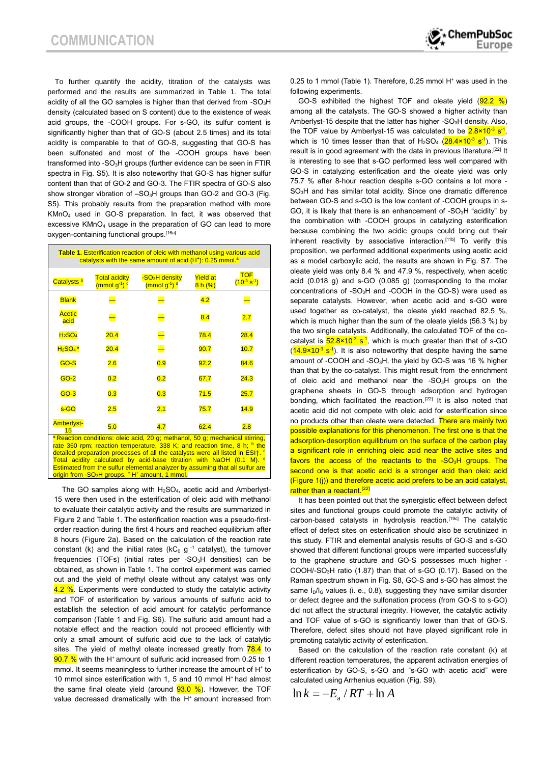To further quantify the acidity, titration of the catalysts was performed and the results are summarized in Table 1. The total acidity of all the GO samples is higher than that derived from -$SO_3H$ density (calculated based on S content) due to the existence of weak acid groups, the -COOH groups. For s-GO, its sulfur content is significantly higher than that of GO-S (about 2.5 times) and its total acidity is comparable to that of GO-S, suggesting that GO-S has been sulfonated and most of the -COOH groups have been transformed into -$SO_3H$ groups (further evidence can be seen in FTIR spectra in Fig. S5). It is also noteworthy that GO-S has higher sulfur content than that of GO-2 and GO-3. The FTIR spectra of GO-S also show stronger vibration of –$SO_3H$ groups than GO-2 and GO-3 (Fig. S5). This probably results from the preparation method with more $KMnO_4$ used in GO-S preparation. In fact, it was observed that excessive $KMnO_4$ usage in the preparation of GO can lead to more oxygen-containing functional groups.[16a]

**Table 1.** Esterification reaction of oleic with methanol using various acid catalysts with the same amount of acid ($H^+$): 0.25 mmol.[a]

| Catalysts [b] | Total acidity (mmol $g^{-1}$) [c] | -$SO_3H$ density (mmol $g^{-1}$) [d] | Yield at 8 h (%) | TOF ($10^{-3}$ $s^{-1}$) |
|---|---|---|---|---|
| Blank | — | — | 4.2 | — |
| Acetic acid | — | — | 8.4 | 2.7 |
| $H_2SO_4$ | 20.4 | — | 78.4 | 28.4 |
| $H_2SO_4$ [e] | 20.4 | — | 90.7 | 10.7 |
| GO-S | 2.6 | 0.9 | 92.2 | 84.6 |
| GO-2 | 0.2 | 0.2 | 67.7 | 24.3 |
| GO-3 | 0.3 | 0.3 | 71.5 | 25.7 |
| s-GO | 2.5 | 2.1 | 75.7 | 14.9 |
| Amberlyst-15 | 5.0 | 4.7 | 62.4 | 2.8 |

[a] Reaction conditions: oleic acid, 20 g; methanol, 50 g; mechanical stirring, rate 360 rpm; reaction temperature, 338 K; and reaction time, 8 h; [b] the detailed preparation processes of all the catalysts were all listed in ESI†. [c] Total acidity calculated by acid-base titration with NaOH (0.1 M). [d] Estimated from the sulfur elemental analyzer by assuming that all sulfur are origin from -$SO_3H$ groups. [e] $H^+$ amount, 1 mmol.

The GO samples along with $H_2SO_4$, acetic acid and Amberlyst-15 were then used in the esterification of oleic acid with methanol to evaluate their catalytic activity and the results are summarized in Figure 2 and Table 1. The esterification reaction was a pseudo-first-order reaction during the first 4 hours and reached equilibrium after 8 hours (Figure 2a). Based on the calculation of the reaction rate constant (k) and the initial rates ($kC_0$ $g^{-1}$ catalyst), the turnover frequencies (TOFs) (initial rates per -$SO_3H$ densities) can be obtained, as shown in Table 1. The control experiment was carried out and the yield of methyl oleate without any catalyst was only 4.2 %. Experiments were conducted to study the catalytic activity and TOF of esterification by various amounts of sulfuric acid to establish the selection of acid amount for catalytic performance comparison (Table 1 and Fig. S6). The sulfuric acid amount had a notable effect and the reaction could not proceed efficiently with only a small amount of sulfuric acid due to the lack of catalytic sites. The yield of methyl oleate increased greatly from 78.4 to 90.7 % with the $H^+$ amount of sulfuric acid increased from 0.25 to 1 mmol. It seems meaningless to further increase the amount of $H^+$ to 10 mmol since esterification with 1, 5 and 10 mmol $H^+$ had almost the same final oleate yield (around 93.0 %). However, the TOF value decreased dramatically with the $H^+$ amount increased from 0.25 to 1 mmol (Table 1). Therefore, 0.25 mmol $H^+$ was used in the following experiments.

GO-S exhibited the highest TOF and oleate yield (92.2 %) among all the catalysts. The GO-S showed a higher activity than Amberlyst-15 despite that the latter has higher -$SO_3H$ density. Also, the TOF value by Amberlyst-15 was calculated to be $2.8\times10^{-3}$ $s^{-1}$, which is 10 times lesser than that of $H_2SO_4$ ($28.4\times10^{-3}$ $s^{-1}$). This result is in good agreement with the data in previous literature.[22] It is interesting to see that s-GO performed less well compared with GO-S in catalyzing esterification and the oleate yield was only 75.7 % after 8-hour reaction despite s-GO contains a lot more -$SO_3H$ and has similar total acidity. Since one dramatic difference between GO-S and s-GO is the low content of -COOH groups in s-GO, it is likely that there is an enhancement of -$SO_3H$ "acidity" by the combination with -COOH groups in catalyzing esterification because combining the two acidic groups could bring out their inherent reactivity by associative interaction.[11b] To verify this proposition, we performed additional experiments using acetic acid as a model carboxylic acid, the results are shown in Fig. S7. The oleate yield was only 8.4 % and 47.9 %, respectively, when acetic acid (0.018 g) and s-GO (0.085 g) (corresponding to the molar concentrations of -$SO_3H$ and -COOH in the GO-S) were used as separate catalysts. However, when acetic acid and s-GO were used together as co-catalyst, the oleate yield reached 82.5 %, which is much higher than the sum of the oleate yields (56.3 %) by the two single catalysts. Additionally, the calculated TOF of the co-catalyst is $52.8\times10^{-3}$ $s^{-1}$, which is much greater than that of s-GO ($14.9\times10^{-3}$ $s^{-1}$). It is also noteworthy that despite having the same amount of -COOH and -$SO_3H$, the yield by GO-S was 16 % higher than that by the co-catalyst. This might result from the enrichment of oleic acid and methanol near the -$SO_3H$ groups on the graphene sheets in GO-S through adsorption and hydrogen bonding, which facilitated the reaction.[22] It is also noted that acetic acid did not compete with oleic acid for esterification since no products other than oleate were detected. There are mainly two possible explanations for this phenomenon. The first one is that the adsorption-desorption equilibrium on the surface of the carbon play a significant role in enriching oleic acid near the active sites and favors the access of the reactants to the -$SO_3H$ groups. The second one is that acetic acid is a stronger acid than oleic acid (Figure 1(j)) and therefore acetic acid prefers to be an acid catalyst, rather than a reactant.[22]

It has been pointed out that the synergistic effect between defect sites and functional groups could promote the catalytic activity of carbon-based catalysts in hydrolysis reaction.[19c] The catalytic effect of defect sites on esterification should also be scrutinized in this study. FTIR and elemental analysis results of GO-S and s-GO showed that different functional groups were imparted successfully to the graphene structure and GO-S possesses much higher -COOH/-$SO_3H$ ratio (1.87) than that of s-GO (0.17). Based on the Raman spectrum shown in Fig. S8, GO-S and s-GO has almost the same $I_D/I_G$ values (i. e., 0.8), suggesting they have similar disorder or defect degree and the sulfonation process (from GO-S to s-GO) did not affect the structural integrity. However, the catalytic activity and TOF value of s-GO is significantly lower than that of GO-S. Therefore, defect sites should not have played significant role in promoting catalytic activity of esterification.

Based on the calculation of the reaction rate constant (k) at different reaction temperatures, the apparent activation energies of esterification by GO-S, s-GO and "s-GO with acetic acid" were calculated using Arrhenius equation (Fig. S9).

$$\ln k = -E_a / RT + \ln A$$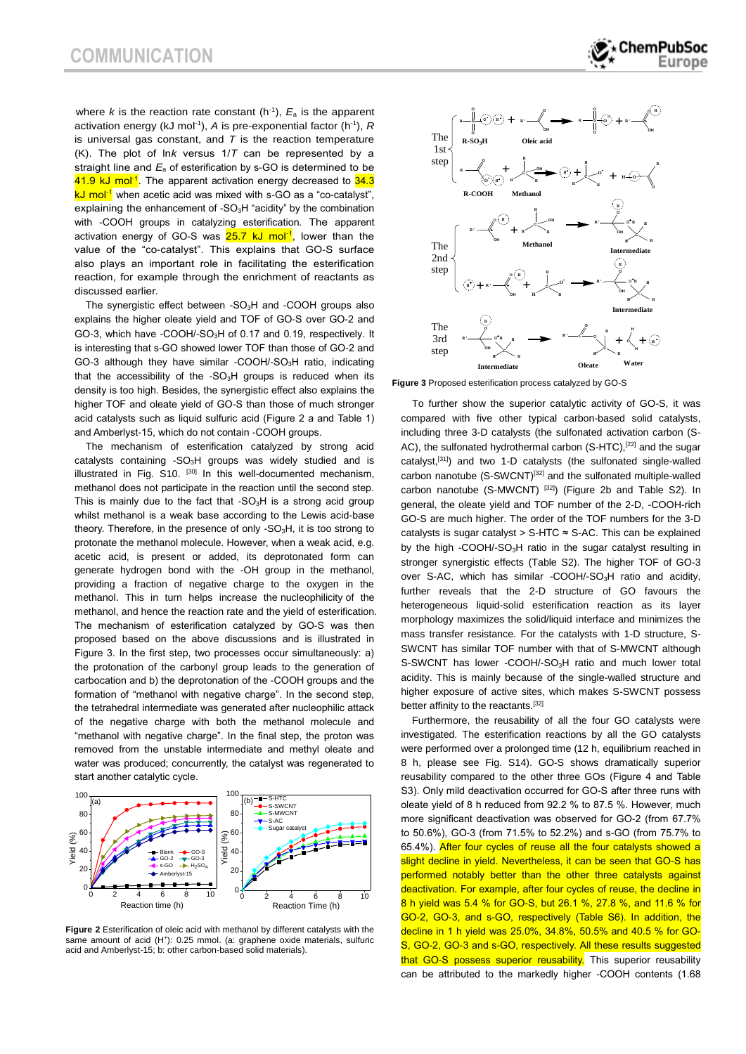where $k$ is the reaction rate constant ($h^{-1}$), $E_a$ is the apparent activation energy (kJ $mol^{-1}$), $A$ is pre-exponential factor ($h^{-1}$), $R$ is universal gas constant, and $T$ is the reaction temperature (K). The plot of ln$k$ versus $1/T$ can be represented by a straight line and $E_a$ of esterification by s-GO is determined to be 41.9 kJ $mol^{-1}$. The apparent activation energy decreased to 34.3 kJ $mol^{-1}$ when acetic acid was mixed with s-GO as a "co-catalyst", explaining the enhancement of $-SO_3H$ "acidity" by the combination with -COOH groups in catalyzing esterification. The apparent activation energy of GO-S was 25.7 kJ $mol^{-1}$, lower than the value of the "co-catalyst". This explains that GO-S surface also plays an important role in facilitating the esterification reaction, for example through the enrichment of reactants as discussed earlier.

The synergistic effect between $-SO_3H$ and -COOH groups also explains the higher oleate yield and TOF of GO-S over GO-2 and GO-3, which have -COOH/$-SO_3H$ of 0.17 and 0.19, respectively. It is interesting that s-GO showed lower TOF than those of GO-2 and GO-3 although they have similar -COOH/$-SO_3H$ ratio, indicating that the accessibility of the $-SO_3H$ groups is reduced when its density is too high. Besides, the synergistic effect also explains the higher TOF and oleate yield of GO-S than those of much stronger acid catalysts such as liquid sulfuric acid (Figure 2 a and Table 1) and Amberlyst-15, which do not contain -COOH groups.

The mechanism of esterification catalyzed by strong acid catalysts containing $-SO_3H$ groups was widely studied and is illustrated in Fig. S10. [30] In this well-documented mechanism, methanol does not participate in the reaction until the second step. This is mainly due to the fact that $-SO_3H$ is a strong acid group whilst methanol is a weak base according to the Lewis acid-base theory. Therefore, in the presence of only $-SO_3H$, it is too strong to protonate the methanol molecule. However, when a weak acid, e.g. acetic acid, is present or added, its deprotonated form can generate hydrogen bond with the -OH group in the methanol, providing a fraction of negative charge to the oxygen in the methanol. This in turn helps increase the nucleophilicity of the methanol, and hence the reaction rate and the yield of esterification. The mechanism of esterification catalyzed by GO-S was then proposed based on the above discussions and is illustrated in Figure 3. In the first step, two processes occur simultaneously: a) the protonation of the carbonyl group leads to the generation of carbocation and b) the deprotonation of the -COOH groups and the formation of "methanol with negative charge". In the second step, the tetrahedral intermediate was generated after nucleophilic attack of the negative charge with both the methanol molecule and "methanol with negative charge". In the final step, the proton was removed from the unstable intermediate and methyl oleate and water was produced; concurrently, the catalyst was regenerated to start another catalytic cycle.

**Figure 2** Esterification of oleic acid with methanol by different catalysts with the same amount of acid ($H^+$): 0.25 mmol. (a: graphene oxide materials, sulfuric acid and Amberlyst-15; b: other carbon-based solid materials).

**Figure 3** Proposed esterification process catalyzed by GO-S

To further show the superior catalytic activity of GO-S, it was compared with five other typical carbon-based solid catalysts, including three 3-D catalysts (the sulfonated activation carbon (S-AC), the sulfonated hydrothermal carbon (S-HTC),[22] and the sugar catalyst,[31]) and two 1-D catalysts (the sulfonated single-walled carbon nanotube (S-SWCNT)[32] and the sulfonated multiple-walled carbon nanotube (S-MWCNT) [32]) (Figure 2b and Table S2). In general, the oleate yield and TOF number of the 2-D, -COOH-rich GO-S are much higher. The order of the TOF numbers for the 3-D catalysts is sugar catalyst > S-HTC ≈ S-AC. This can be explained by the high -COOH/$-SO_3H$ ratio in the sugar catalyst resulting in stronger synergistic effects (Table S2). The higher TOF of GO-3 over S-AC, which has similar -COOH/$-SO_3H$ ratio and acidity, further reveals that the 2-D structure of GO favours the heterogeneous liquid-solid esterification reaction as its layer morphology maximizes the solid/liquid interface and minimizes the mass transfer resistance. For the catalysts with 1-D structure, S-SWCNT has similar TOF number with that of S-MWCNT although S-SWCNT has lower -COOH/$-SO_3H$ ratio and much lower total acidity. This is mainly because of the single-walled structure and higher exposure of active sites, which makes S-SWCNT possess better affinity to the reactants.[32]

Furthermore, the reusability of all the four GO catalysts were investigated. The esterification reactions by all the GO catalysts were performed over a prolonged time (12 h, equilibrium reached in 8 h, please see Fig. S14). GO-S shows dramatically superior reusability compared to the other three GOs (Figure 4 and Table S3). Only mild deactivation occurred for GO-S after three runs with oleate yield of 8 h reduced from 92.2 % to 87.5 %. However, much more significant deactivation was observed for GO-2 (from 67.7% to 50.6%), GO-3 (from 71.5% to 52.2%) and s-GO (from 75.7% to 65.4%). After four cycles of reuse all the four catalysts showed a slight decline in yield. Nevertheless, it can be seen that GO-S has performed notably better than the other three catalysts against deactivation. For example, after four cycles of reuse, the decline in 8 h yield was 5.4 % for GO-S, but 26.1 %, 27.8 %, and 11.6 % for GO-2, GO-3, and s-GO, respectively (Table S6). In addition, the decline in 1 h yield was 25.0%, 34.8%, 50.5% and 40.5 % for GO-S, GO-2, GO-3 and s-GO, respectively. All these results suggested that GO-S possess superior reusability. This superior reusability can be attributed to the markedly higher -COOH contents (1.68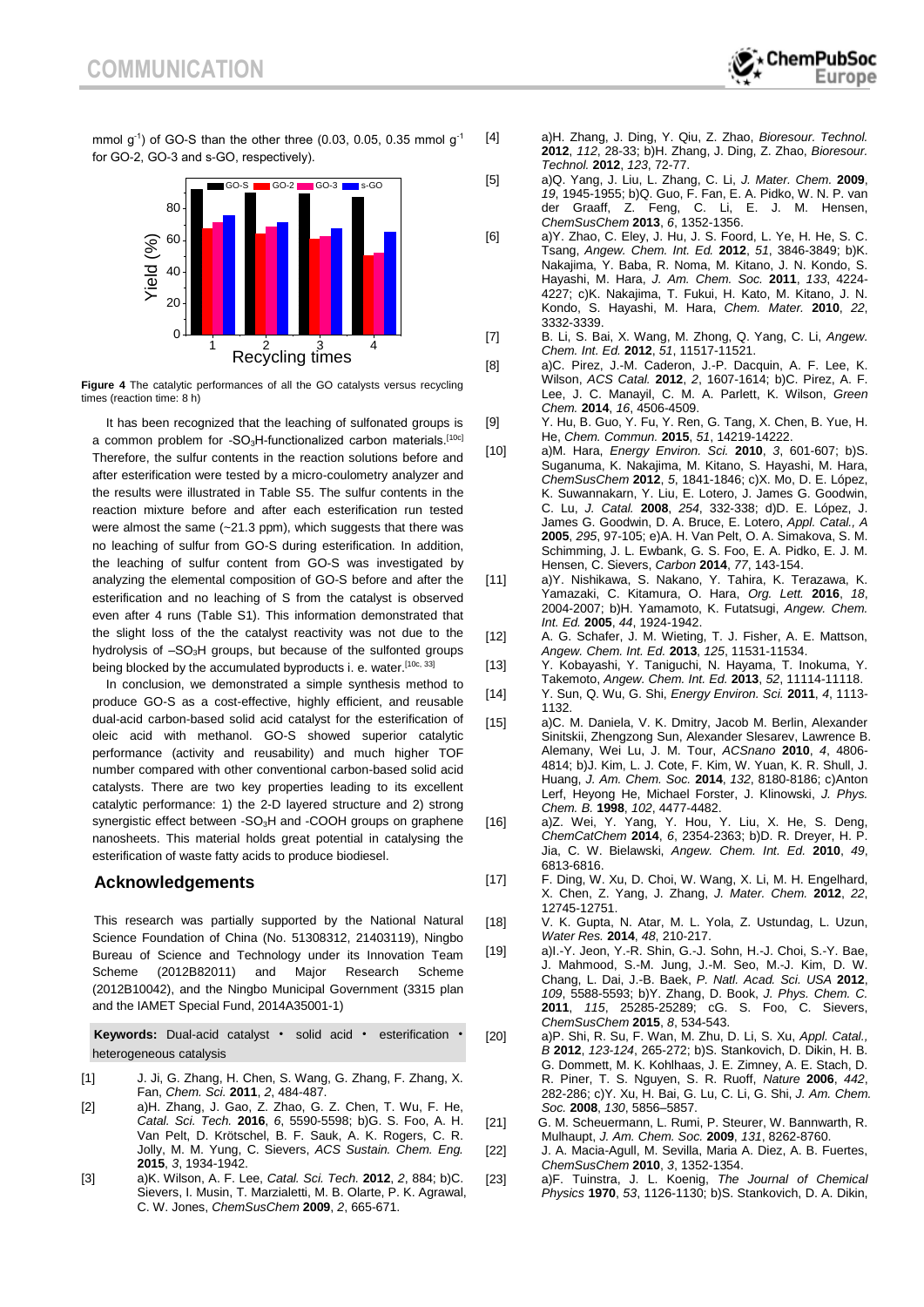mmol $g^{-1}$) of GO-S than the other three (0.03, 0.05, 0.35 mmol $g^{-1}$ for GO-2, GO-3 and s-GO, respectively).

**Figure 4** The catalytic performances of all the GO catalysts versus recycling times (reaction time: 8 h)

It has been recognized that the leaching of sulfonated groups is a common problem for -$SO_3H$-functionalized carbon materials.[10c] Therefore, the sulfur contents in the reaction solutions before and after esterification were tested by a micro-coulometry analyzer and the results were illustrated in Table S5. The sulfur contents in the reaction mixture before and after each esterification run tested were almost the same (~21.3 ppm), which suggests that there was no leaching of sulfur from GO-S during esterification. In addition, the leaching of sulfur content from GO-S was investigated by analyzing the elemental composition of GO-S before and after the esterification and no leaching of S from the catalyst is observed even after 4 runs (Table S1). This information demonstrated that the slight loss of the the catalyst reactivity was not due to the hydrolysis of –$SO_3H$ groups, but because of the sulfonted groups being blocked by the accumulated byproducts i. e. water.[10c, 33]

In conclusion, we demonstrated a simple synthesis method to produce GO-S as a cost-effective, highly efficient, and reusable dual-acid carbon-based solid acid catalyst for the esterification of oleic acid with methanol. GO-S showed superior catalytic performance (activity and reusability) and much higher TOF number compared with other conventional carbon-based solid acid catalysts. There are two key properties leading to its excellent catalytic performance: 1) the 2-D layered structure and 2) strong synergistic effect between -$SO_3H$ and -COOH groups on graphene nanosheets. This material holds great potential in catalysing the esterification of waste fatty acids to produce biodiesel.

## Acknowledgements

This research was partially supported by the National Natural Science Foundation of China (No. 51308312, 21403119), Ningbo Bureau of Science and Technology under its Innovation Team Scheme (2012B82011) and Major Research Scheme (2012B10042), and the Ningbo Municipal Government (3315 plan and the IAMET Special Fund, 2014A35001-1)

**Keywords:** Dual-acid catalyst • solid acid • esterification • heterogeneous catalysis

[1] J. Ji, G. Zhang, H. Chen, S. Wang, G. Zhang, F. Zhang, X. Fan, *Chem. Sci.* **2011**, *2*, 484-487.

[2] a)H. Zhang, J. Gao, Z. Zhao, G. Z. Chen, T. Wu, F. He, *Catal. Sci. Tech.* **2016**, *6*, 5590-5598; b)G. S. Foo, A. H. Van Pelt, D. Krötschel, B. F. Sauk, A. K. Rogers, C. R. Jolly, M. M. Yung, C. Sievers, *ACS Sustain. Chem. Eng.* **2015**, *3*, 1934-1942.

[3] a)K. Wilson, A. F. Lee, *Catal. Sci. Tech.* **2012**, *2*, 884; b)C. Sievers, I. Musin, T. Marzialetti, M. B. Olarte, P. K. Agrawal, C. W. Jones, *ChemSusChem* **2009**, *2*, 665-671.

[4] a)H. Zhang, J. Ding, Y. Qiu, Z. Zhao, *Bioresour. Technol.* **2012**, *112*, 28-33; b)H. Zhang, J. Ding, Z. Zhao, *Bioresour. Technol.* **2012**, *123*, 72-77.

[5] a)Q. Yang, J. Liu, L. Zhang, C. Li, *J. Mater. Chem.* **2009**, *19*, 1945-1955; b)Q. Guo, F. Fan, E. A. Pidko, W. N. P. van der Graaff, Z. Feng, C. Li, E. J. M. Hensen, *ChemSusChem* **2013**, *6*, 1352-1356.

[6] a)Y. Zhao, C. Eley, J. Hu, J. S. Foord, L. Ye, H. He, S. C. Tsang, *Angew. Chem. Int. Ed.* **2012**, *51*, 3846-3849; b)K. Nakajima, Y. Baba, R. Noma, M. Kitano, J. N. Kondo, S. Hayashi, M. Hara, *J. Am. Chem. Soc.* **2011**, *133*, 4224-4227; c)K. Nakajima, T. Fukui, H. Kato, M. Kitano, J. N. Kondo, S. Hayashi, M. Hara, *Chem. Mater.* **2010**, *22*, 3332-3339.

[7] B. Li, S. Bai, X. Wang, M. Zhong, Q. Yang, C. Li, *Angew. Chem. Int. Ed.* **2012**, *51*, 11517-11521.

[8] a)C. Pirez, J.-M. Caderon, J.-P. Dacquin, A. F. Lee, K. Wilson, *ACS Catal.* **2012**, *2*, 1607-1614; b)C. Pirez, A. F. Lee, J. C. Manayil, C. M. A. Parlett, K. Wilson, *Green Chem.* **2014**, *16*, 4506-4509.

[9] Y. Hu, B. Guo, Y. Fu, Y. Ren, G. Tang, X. Chen, B. Yue, H. He, *Chem. Commun.* **2015**, *51*, 14219-14222.

[10] a)M. Hara, *Energy Environ. Sci.* **2010**, *3*, 601-607; b)S. Suganuma, K. Nakajima, M. Kitano, S. Hayashi, M. Hara, *ChemSusChem* **2012**, *5*, 1841-1846; c)X. Mo, D. E. López, K. Suwannakarn, Y. Liu, E. Lotero, J. James G. Goodwin, C. Lu, *J. Catal.* **2008**, *254*, 332-338; d)D. E. López, J. James G. Goodwin, D. A. Bruce, E. Lotero, *Appl. Catal., A* **2005**, *295*, 97-105; e)A. H. Van Pelt, O. A. Simakova, S. M. Schimming, J. L. Ewbank, G. S. Foo, E. A. Pidko, E. J. M. Hensen, C. Sievers, *Carbon* **2014**, *77*, 143-154.

[11] a)Y. Nishikawa, S. Nakano, Y. Tahira, K. Terazawa, K. Yamazaki, C. Kitamura, O. Hara, *Org. Lett.* **2016**, *18*, 2004-2007; b)H. Yamamoto, K. Futatsugi, *Angew. Chem. Int. Ed.* **2005**, *44*, 1924-1942.

[12] A. G. Schafer, J. M. Wieting, T. J. Fisher, A. E. Mattson, *Angew. Chem. Int. Ed.* **2013**, *125*, 11531-11534.

[13] Y. Kobayashi, Y. Taniguchi, N. Hayama, T. Inokuma, Y. Takemoto, *Angew. Chem. Int. Ed.* **2013**, *52*, 11114-11118.

[14] Y. Sun, Q. Wu, G. Shi, *Energy Environ. Sci.* **2011**, *4*, 1113-1132.

[15] a)C. M. Daniela, V. K. Dmitry, Jacob M. Berlin, Alexander Sinitskii, Zhengzong Sun, Alexander Slesarev, Lawrence B. Alemany, Wei Lu, J. M. Tour, *ACSnano* **2010**, *4*, 4806-4814; b)J. Kim, L. J. Cote, F. Kim, W. Yuan, K. R. Shull, J. Huang, *J. Am. Chem. Soc.* **2014**, *132*, 8180-8186; c)Anton Lerf, Heyong He, Michael Forster, J. Klinowski, *J. Phys. Chem. B.* **1998**, *102*, 4477-4482.

[16] a)Z. Wei, Y. Yang, Y. Hou, Y. Liu, X. He, S. Deng, *ChemCatChem* **2014**, *6*, 2354-2363; b)D. R. Dreyer, H. P. Jia, C. W. Bielawski, *Angew. Chem. Int. Ed.* **2010**, *49*, 6813-6816.

[17] F. Ding, W. Xu, D. Choi, W. Wang, X. Li, M. H. Engelhard, X. Chen, Z. Yang, J. Zhang, *J. Mater. Chem.* **2012**, *22*, 12745-12751.

[18] V. K. Gupta, N. Atar, M. L. Yola, Z. Ustundag, L. Uzun, *Water Res.* **2014**, *48*, 210-217.

[19] a)I.-Y. Jeon, Y.-R. Shin, G.-J. Sohn, H.-J. Choi, S.-Y. Bae, J. Mahmood, S.-M. Jung, J.-M. Seo, M.-J. Kim, D. W. Chang, L. Dai, J.-B. Baek, *P. Natl. Acad. Sci. USA* **2012**, *109*, 5588-5593; b)Y. Zhang, D. Book, *J. Phys. Chem. C.* **2011**, *115*, 25285-25289; cG. S. Foo, C. Sievers, *ChemSusChem* **2015**, *8*, 534-543.

[20] a)P. Shi, R. Su, F. Wan, M. Zhu, D. Li, S. Xu, *Appl. Catal., B* **2012**, *123-124*, 265-272; b)S. Stankovich, D. Dikin, H. B. G. Dommett, M. K. Kohlhaas, J. E. Zimney, A. E. Stach, D. R. Piner, T. S. Nguyen, S. R. Ruoff, *Nature* **2006**, *442*, 282-286; c)Y. Xu, H. Bai, G. Lu, C. Li, G. Shi, *J. Am. Chem. Soc.* **2008**, *130*, 5856–5857.

[21] G. M. Scheuermann, L. Rumi, P. Steurer, W. Bannwarth, R. Mulhaupt, *J. Am. Chem. Soc.* **2009**, *131*, 8262-8760.

[22] J. A. Macia-Agull, M. Sevilla, Maria A. Diez, A. B. Fuertes, *ChemSusChem* **2010**, *3*, 1352-1354.

[23] a)F. Tuinstra, J. L. Koenig, *The Journal of Chemical Physics* **1970**, *53*, 1126-1130; b)S. Stankovich, D. A. Dikin,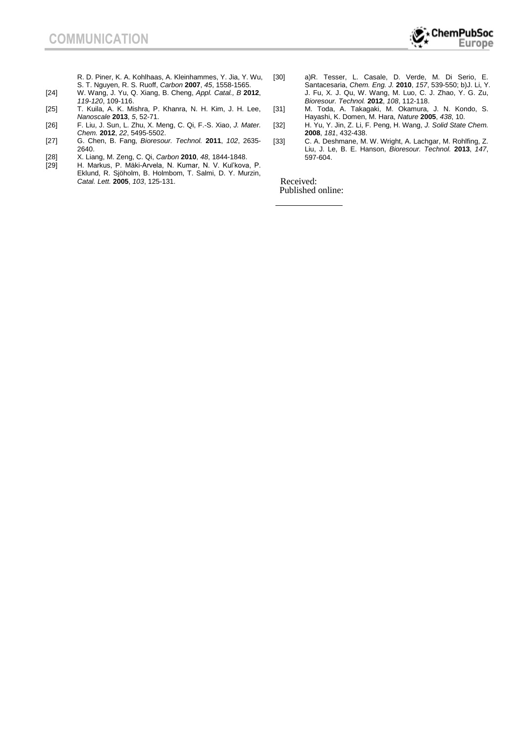R. D. Piner, K. A. Kohlhaas, A. Kleinhammes, Y. Jia, Y. Wu, S. T. Nguyen, R. S. Ruoff, *Carbon* **2007**, *45*, 1558-1565.

[24] W. Wang, J. Yu, Q. Xiang, B. Cheng, *Appl. Catal., B* **2012**, *119-120*, 109-116.

[25] T. Kuila, A. K. Mishra, P. Khanra, N. H. Kim, J. H. Lee, *Nanoscale* **2013**, *5*, 52-71.

[26] F. Liu, J. Sun, L. Zhu, X. Meng, C. Qi, F.-S. Xiao, *J. Mater. Chem.* **2012**, *22*, 5495-5502.

[27] G. Chen, B. Fang, *Bioresour. Technol.* **2011**, *102*, 2635-2640.

[28] X. Liang, M. Zeng, C. Qi, *Carbon* **2010**, *48*, 1844-1848.

[29] H. Markus, P. Mäki-Arvela, N. Kumar, N. V. Kul'kova, P. Eklund, R. Sjöholm, B. Holmbom, T. Salmi, D. Y. Murzin, *Catal. Lett.* **2005**, *103*, 125-131.

[30] a)R. Tesser, L. Casale, D. Verde, M. Di Serio, E. Santacesaria, *Chem. Eng. J.* **2010**, *157*, 539-550; b)J. Li, Y. J. Fu, X. J. Qu, W. Wang, M. Luo, C. J. Zhao, Y. G. Zu, *Bioresour. Technol.* **2012**, *108*, 112-118.

[31] M. Toda, A. Takagaki, M. Okamura, J. N. Kondo, S. Hayashi, K. Domen, M. Hara, *Nature* **2005**, *438*, 10.

[32] H. Yu, Y. Jin, Z. Li, F. Peng, H. Wang, *J. Solid State Chem.* **2008**, *181*, 432-438.

[33] C. A. Deshmane, M. W. Wright, A. Lachgar, M. Rohlfing, Z. Liu, J. Le, B. E. Hanson, *Bioresour. Technol.* **2013**, *147*, 597-604.

Received:
Published online: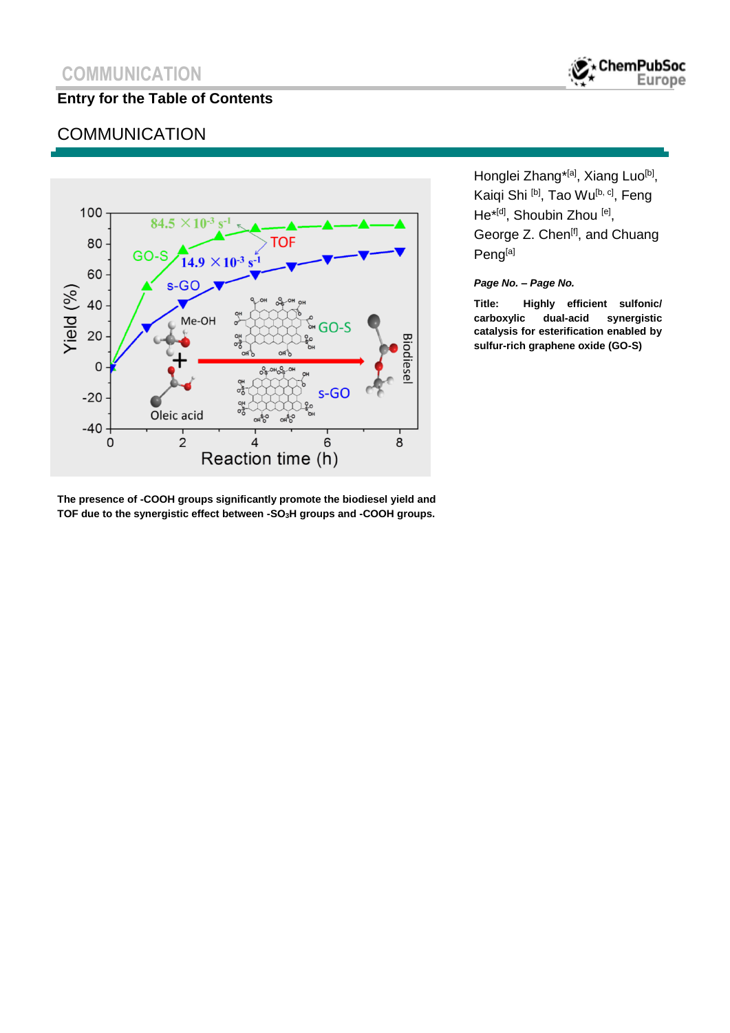## Entry for the Table of Contents

## COMMUNICATION

Yield (%)
100
80
60
40
20
0
-20
-40
0
2
4
6
8
Reaction time (h)
84.5 ×10[-3] s[-1]
TOF
GO-S
14.9 ×10[-3] s[-1]
s-GO
Me-OH
GO-S
Biodiesel
s-GO
Oleic acid

**The presence of -COOH groups significantly promote the biodiesel yield and TOF due to the synergistic effect between -$SO_3H$ groups and -COOH groups.**

Honglei Zhang*[a], Xiang Luo[b], Kaiqi Shi [b], Tao Wu[b, c], Feng He*[d], Shoubin Zhou [e], George Z. Chen[f], and Chuang Peng[a]

***Page No. – Page No.***

**Title: Highly efficient sulfonic/ carboxylic dual-acid synergistic catalysis for esterification enabled by sulfur-rich graphene oxide (GO-S)**